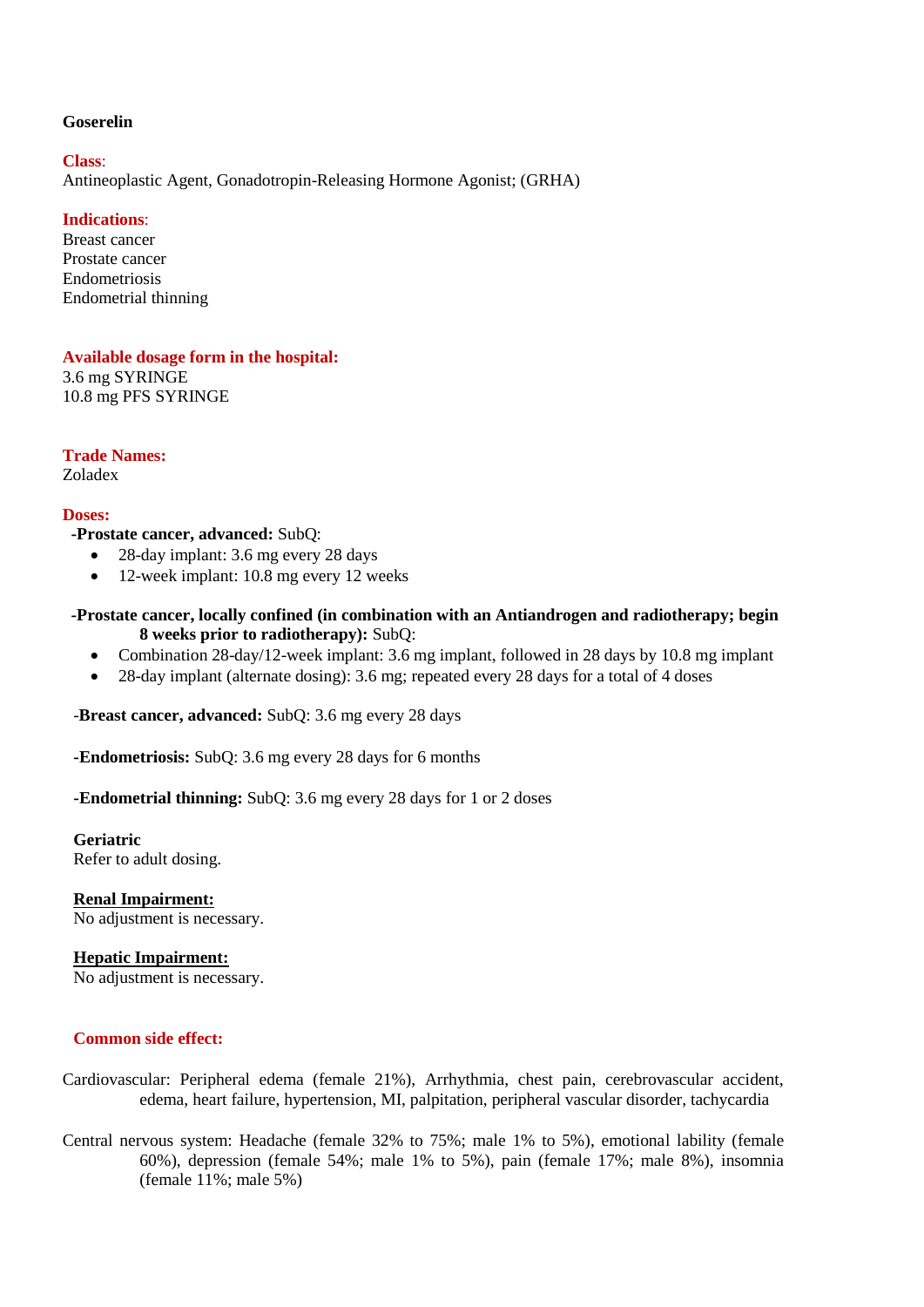**Goserelin**

**Class**:
Antineoplastic Agent, Gonadotropin-Releasing Hormone Agonist; (GRHA)

**Indications**:
Breast cancer
Prostate cancer
Endometriosis
Endometrial thinning

**Available dosage form in the hospital:**
3.6 mg SYRINGE
10.8 mg PFS SYRINGE

**Trade Names:**
Zoladex

**Doses:**

**-Prostate cancer, advanced:** SubQ:

- 28-day implant: 3.6 mg every 28 days
- 12-week implant: 10.8 mg every 12 weeks

**-Prostate cancer, locally confined (in combination with an Antiandrogen and radiotherapy; begin 8 weeks prior to radiotherapy):** SubQ:

- Combination 28-day/12-week implant: 3.6 mg implant, followed in 28 days by 10.8 mg implant
- 28-day implant (alternate dosing): 3.6 mg; repeated every 28 days for a total of 4 doses

-**Breast cancer, advanced:** SubQ: 3.6 mg every 28 days

**-Endometriosis:** SubQ: 3.6 mg every 28 days for 6 months

**-Endometrial thinning:** SubQ: 3.6 mg every 28 days for 1 or 2 doses

**Geriatric**
Refer to adult dosing.

**Renal Impairment:**
No adjustment is necessary.

**Hepatic Impairment:**
No adjustment is necessary.

**Common side effect:**

Cardiovascular: Peripheral edema (female 21%), Arrhythmia, chest pain, cerebrovascular accident, edema, heart failure, hypertension, MI, palpitation, peripheral vascular disorder, tachycardia

Central nervous system: Headache (female 32% to 75%; male 1% to 5%), emotional lability (female 60%), depression (female 54%; male 1% to 5%), pain (female 17%; male 8%), insomnia (female 11%; male 5%)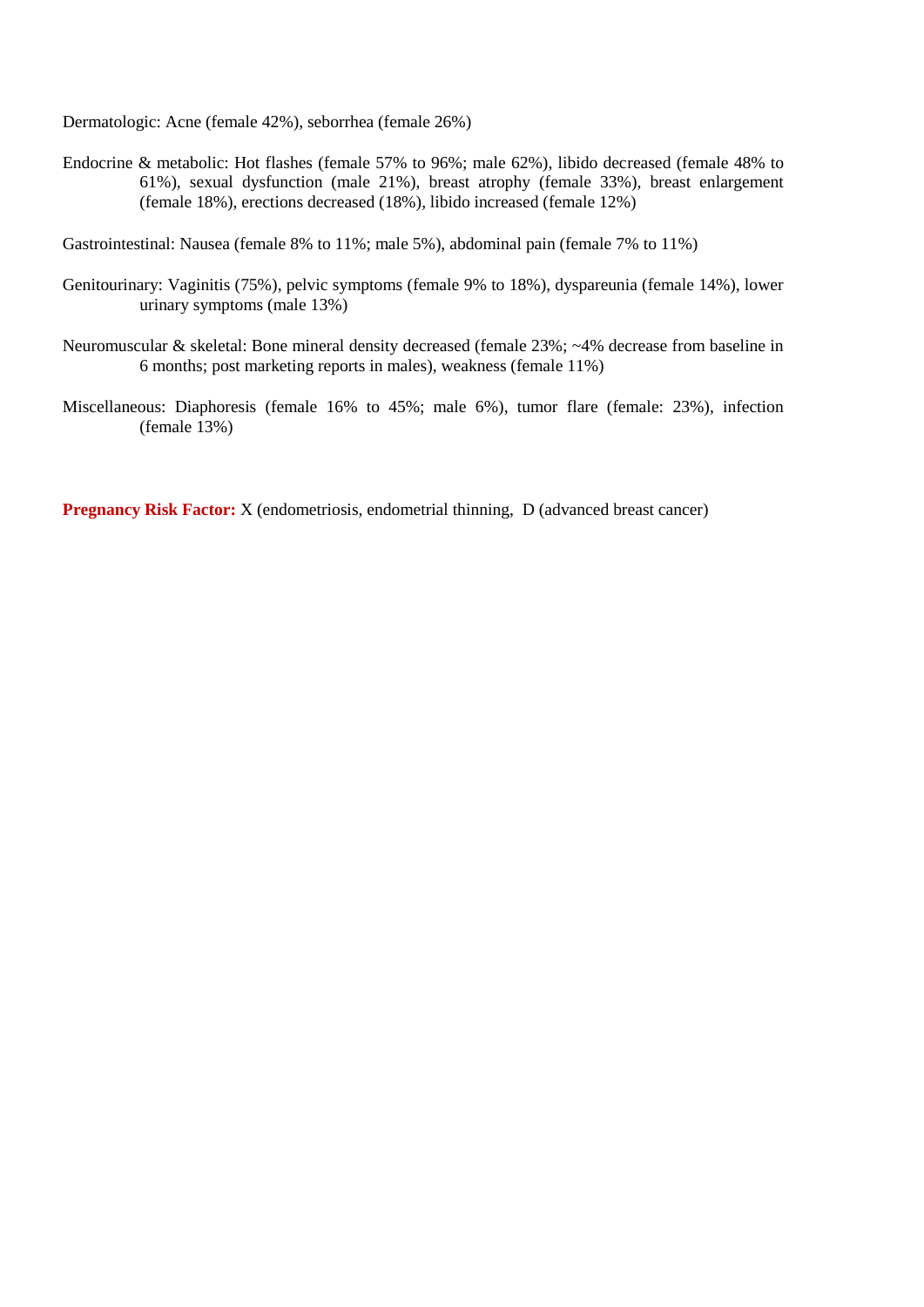Dermatologic: Acne (female 42%), seborrhea (female 26%)

Endocrine & metabolic: Hot flashes (female 57% to 96%; male 62%), libido decreased (female 48% to 61%), sexual dysfunction (male 21%), breast atrophy (female 33%), breast enlargement (female 18%), erections decreased (18%), libido increased (female 12%)

Gastrointestinal: Nausea (female 8% to 11%; male 5%), abdominal pain (female 7% to 11%)

Genitourinary: Vaginitis (75%), pelvic symptoms (female 9% to 18%), dyspareunia (female 14%), lower urinary symptoms (male 13%)

Neuromuscular & skeletal: Bone mineral density decreased (female 23%; ~4% decrease from baseline in 6 months; post marketing reports in males), weakness (female 11%)

Miscellaneous: Diaphoresis (female 16% to 45%; male 6%), tumor flare (female: 23%), infection (female 13%)

**Pregnancy Risk Factor:** X (endometriosis, endometrial thinning, D (advanced breast cancer)